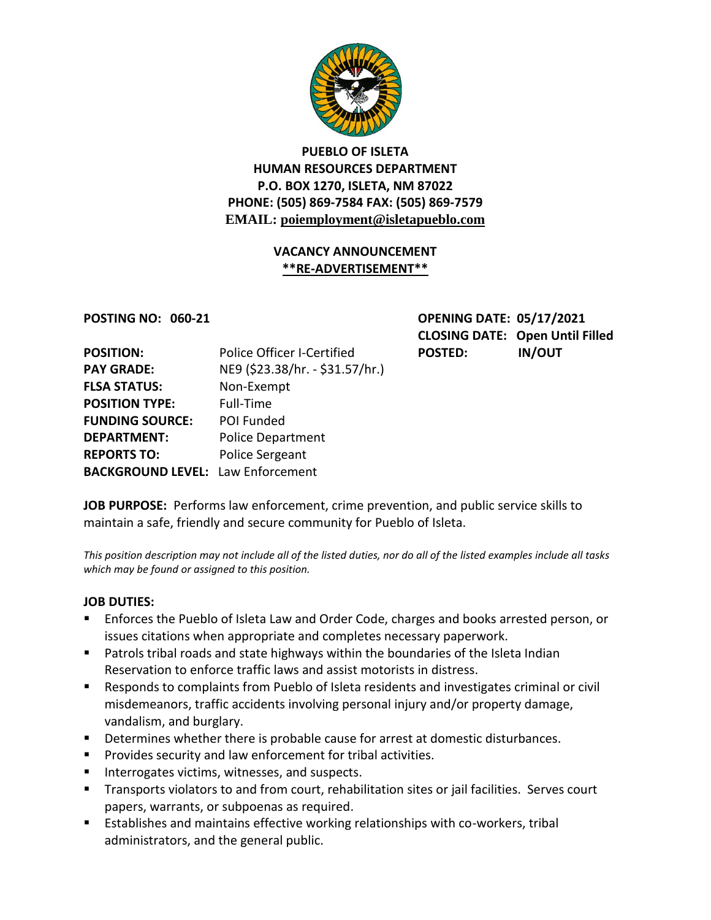**PUEBLO OF ISLETA**
**HUMAN RESOURCES DEPARTMENT**
**P.O. BOX 1270, ISLETA, NM 87022**
**PHONE: (505) 869-7584 FAX: (505) 869-7579**
**EMAIL: poiemployment@isletapueblo.com**

## VACANCY ANNOUNCEMENT
**\*\*RE-ADVERTISEMENT\*\***

**POSTING NO: 060-21**

**OPENING DATE: 05/17/2021**
**CLOSING DATE: Open Until Filled**
**POSTED: IN/OUT**

| | |
|---|---|
| **POSITION:** | Police Officer I-Certified |
| **PAY GRADE:** | NE9 ($23.38/hr. - $31.57/hr.) |
| **FLSA STATUS:** | Non-Exempt |
| **POSITION TYPE:** | Full-Time |
| **FUNDING SOURCE:** | POI Funded |
| **DEPARTMENT:** | Police Department |
| **REPORTS TO:** | Police Sergeant |
| **BACKGROUND LEVEL:** | Law Enforcement |

**JOB PURPOSE:** Performs law enforcement, crime prevention, and public service skills to maintain a safe, friendly and secure community for Pueblo of Isleta.

*This position description may not include all of the listed duties, nor do all of the listed examples include all tasks which may be found or assigned to this position.*

**JOB DUTIES:**

- Enforces the Pueblo of Isleta Law and Order Code, charges and books arrested person, or issues citations when appropriate and completes necessary paperwork.
- Patrols tribal roads and state highways within the boundaries of the Isleta Indian Reservation to enforce traffic laws and assist motorists in distress.
- Responds to complaints from Pueblo of Isleta residents and investigates criminal or civil misdemeanors, traffic accidents involving personal injury and/or property damage, vandalism, and burglary.
- Determines whether there is probable cause for arrest at domestic disturbances.
- Provides security and law enforcement for tribal activities.
- Interrogates victims, witnesses, and suspects.
- Transports violators to and from court, rehabilitation sites or jail facilities. Serves court papers, warrants, or subpoenas as required.
- Establishes and maintains effective working relationships with co-workers, tribal administrators, and the general public.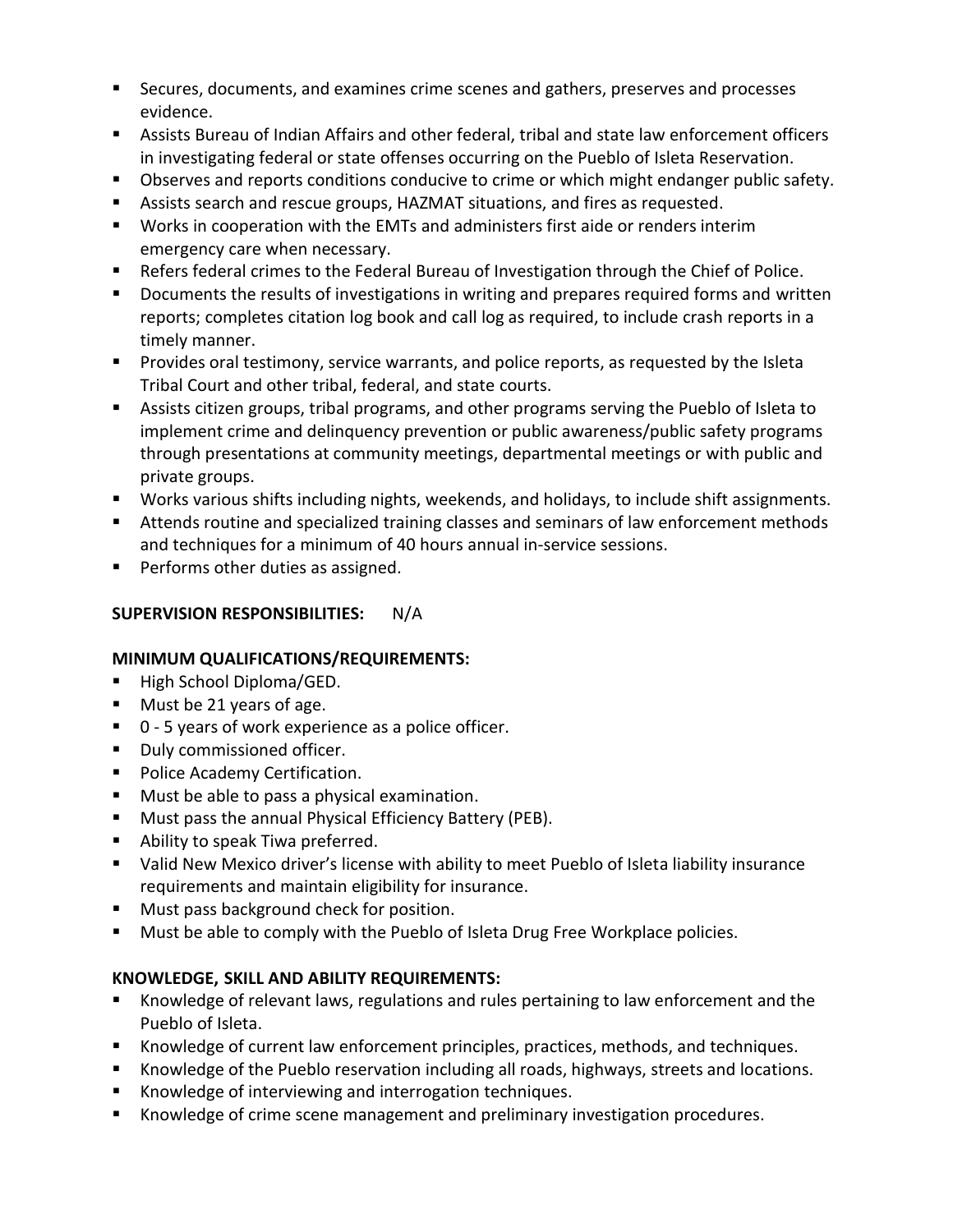- Secures, documents, and examines crime scenes and gathers, preserves and processes evidence.
- Assists Bureau of Indian Affairs and other federal, tribal and state law enforcement officers in investigating federal or state offenses occurring on the Pueblo of Isleta Reservation.
- Observes and reports conditions conducive to crime or which might endanger public safety.
- Assists search and rescue groups, HAZMAT situations, and fires as requested.
- Works in cooperation with the EMTs and administers first aide or renders interim emergency care when necessary.
- Refers federal crimes to the Federal Bureau of Investigation through the Chief of Police.
- Documents the results of investigations in writing and prepares required forms and written reports; completes citation log book and call log as required, to include crash reports in a timely manner.
- Provides oral testimony, service warrants, and police reports, as requested by the Isleta Tribal Court and other tribal, federal, and state courts.
- Assists citizen groups, tribal programs, and other programs serving the Pueblo of Isleta to implement crime and delinquency prevention or public awareness/public safety programs through presentations at community meetings, departmental meetings or with public and private groups.
- Works various shifts including nights, weekends, and holidays, to include shift assignments.
- Attends routine and specialized training classes and seminars of law enforcement methods and techniques for a minimum of 40 hours annual in-service sessions.
- Performs other duties as assigned.

**SUPERVISION RESPONSIBILITIES:** N/A

**MINIMUM QUALIFICATIONS/REQUIREMENTS:**

- High School Diploma/GED.
- Must be 21 years of age.
- 0 - 5 years of work experience as a police officer.
- Duly commissioned officer.
- Police Academy Certification.
- Must be able to pass a physical examination.
- Must pass the annual Physical Efficiency Battery (PEB).
- Ability to speak Tiwa preferred.
- Valid New Mexico driver's license with ability to meet Pueblo of Isleta liability insurance requirements and maintain eligibility for insurance.
- Must pass background check for position.
- Must be able to comply with the Pueblo of Isleta Drug Free Workplace policies.

**KNOWLEDGE, SKILL AND ABILITY REQUIREMENTS:**

- Knowledge of relevant laws, regulations and rules pertaining to law enforcement and the Pueblo of Isleta.
- Knowledge of current law enforcement principles, practices, methods, and techniques.
- Knowledge of the Pueblo reservation including all roads, highways, streets and locations.
- Knowledge of interviewing and interrogation techniques.
- Knowledge of crime scene management and preliminary investigation procedures.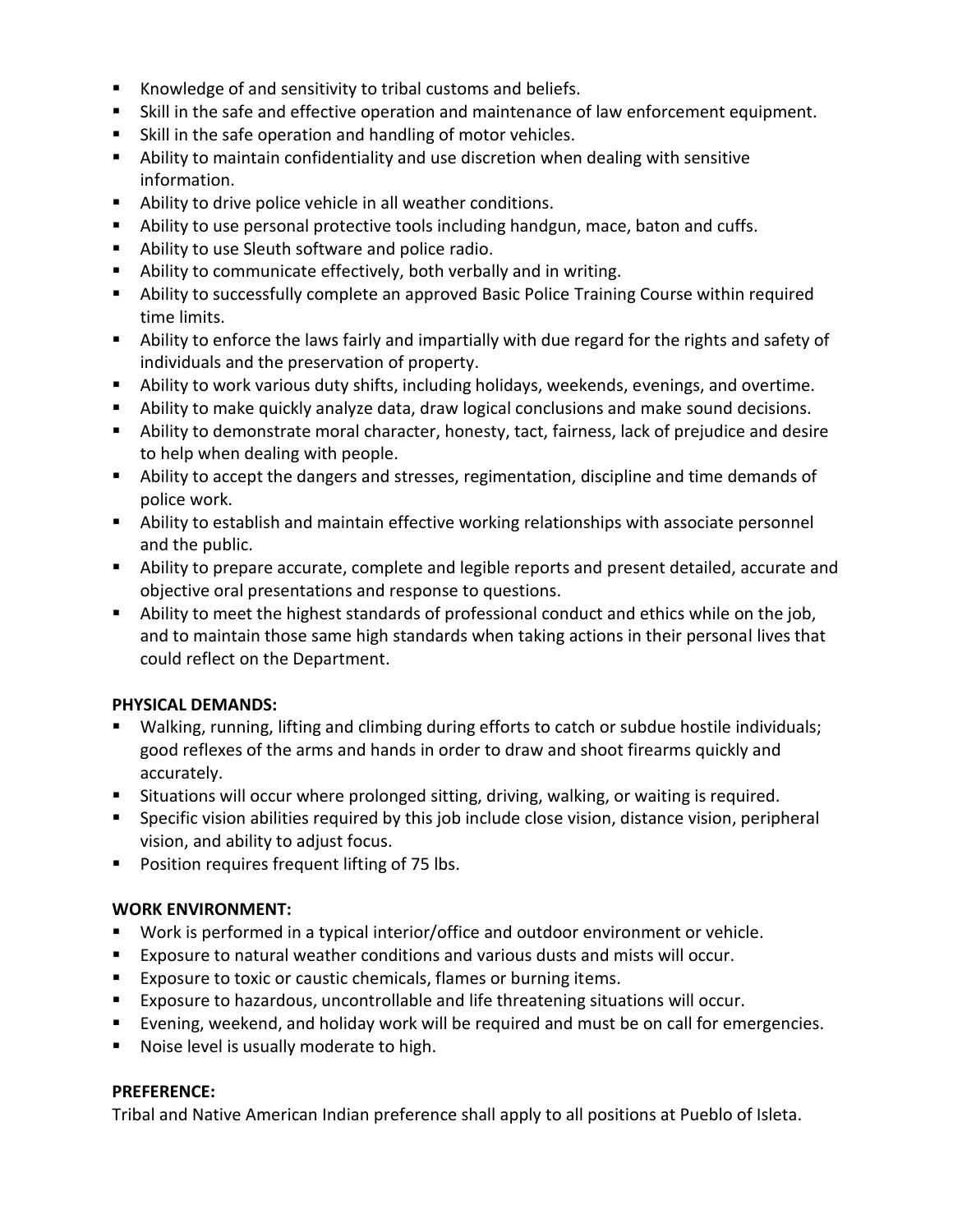- Knowledge of and sensitivity to tribal customs and beliefs.
- Skill in the safe and effective operation and maintenance of law enforcement equipment.
- Skill in the safe operation and handling of motor vehicles.
- Ability to maintain confidentiality and use discretion when dealing with sensitive information.
- Ability to drive police vehicle in all weather conditions.
- Ability to use personal protective tools including handgun, mace, baton and cuffs.
- Ability to use Sleuth software and police radio.
- Ability to communicate effectively, both verbally and in writing.
- Ability to successfully complete an approved Basic Police Training Course within required time limits.
- Ability to enforce the laws fairly and impartially with due regard for the rights and safety of individuals and the preservation of property.
- Ability to work various duty shifts, including holidays, weekends, evenings, and overtime.
- Ability to make quickly analyze data, draw logical conclusions and make sound decisions.
- Ability to demonstrate moral character, honesty, tact, fairness, lack of prejudice and desire to help when dealing with people.
- Ability to accept the dangers and stresses, regimentation, discipline and time demands of police work.
- Ability to establish and maintain effective working relationships with associate personnel and the public.
- Ability to prepare accurate, complete and legible reports and present detailed, accurate and objective oral presentations and response to questions.
- Ability to meet the highest standards of professional conduct and ethics while on the job, and to maintain those same high standards when taking actions in their personal lives that could reflect on the Department.

**PHYSICAL DEMANDS:**

- Walking, running, lifting and climbing during efforts to catch or subdue hostile individuals; good reflexes of the arms and hands in order to draw and shoot firearms quickly and accurately.
- Situations will occur where prolonged sitting, driving, walking, or waiting is required.
- Specific vision abilities required by this job include close vision, distance vision, peripheral vision, and ability to adjust focus.
- Position requires frequent lifting of 75 lbs.

**WORK ENVIRONMENT:**

- Work is performed in a typical interior/office and outdoor environment or vehicle.
- Exposure to natural weather conditions and various dusts and mists will occur.
- Exposure to toxic or caustic chemicals, flames or burning items.
- Exposure to hazardous, uncontrollable and life threatening situations will occur.
- Evening, weekend, and holiday work will be required and must be on call for emergencies.
- Noise level is usually moderate to high.

**PREFERENCE:**

Tribal and Native American Indian preference shall apply to all positions at Pueblo of Isleta.